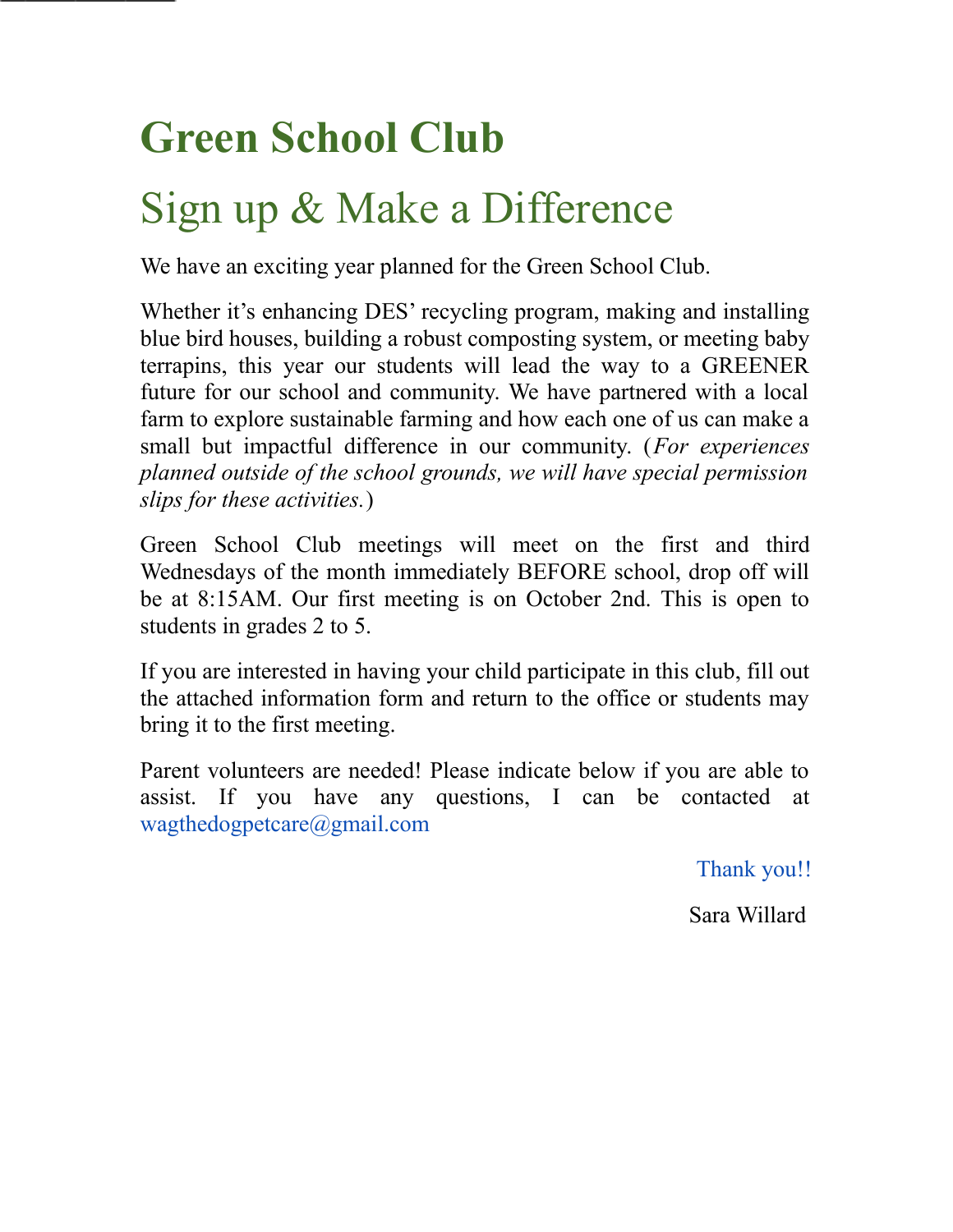# Green School Club

## Sign up & Make a Difference

We have an exciting year planned for the Green School Club.

Whether it's enhancing DES' recycling program, making and installing blue bird houses, building a robust composting system, or meeting baby terrapins, this year our students will lead the way to a GREENER future for our school and community. We have partnered with a local farm to explore sustainable farming and how each one of us can make a small but impactful difference in our community. (*For experiences planned outside of the school grounds, we will have special permission slips for these activities.*)

Green School Club meetings will meet on the first and third Wednesdays of the month immediately BEFORE school, drop off will be at 8:15AM. Our first meeting is on October 2nd. This is open to students in grades 2 to 5.

If you are interested in having your child participate in this club, fill out the attached information form and return to the office or students may bring it to the first meeting.

Parent volunteers are needed! Please indicate below if you are able to assist. If you have any questions, I can be contacted at wagthedogpetcare@gmail.com

Thank you!!

Sara Willard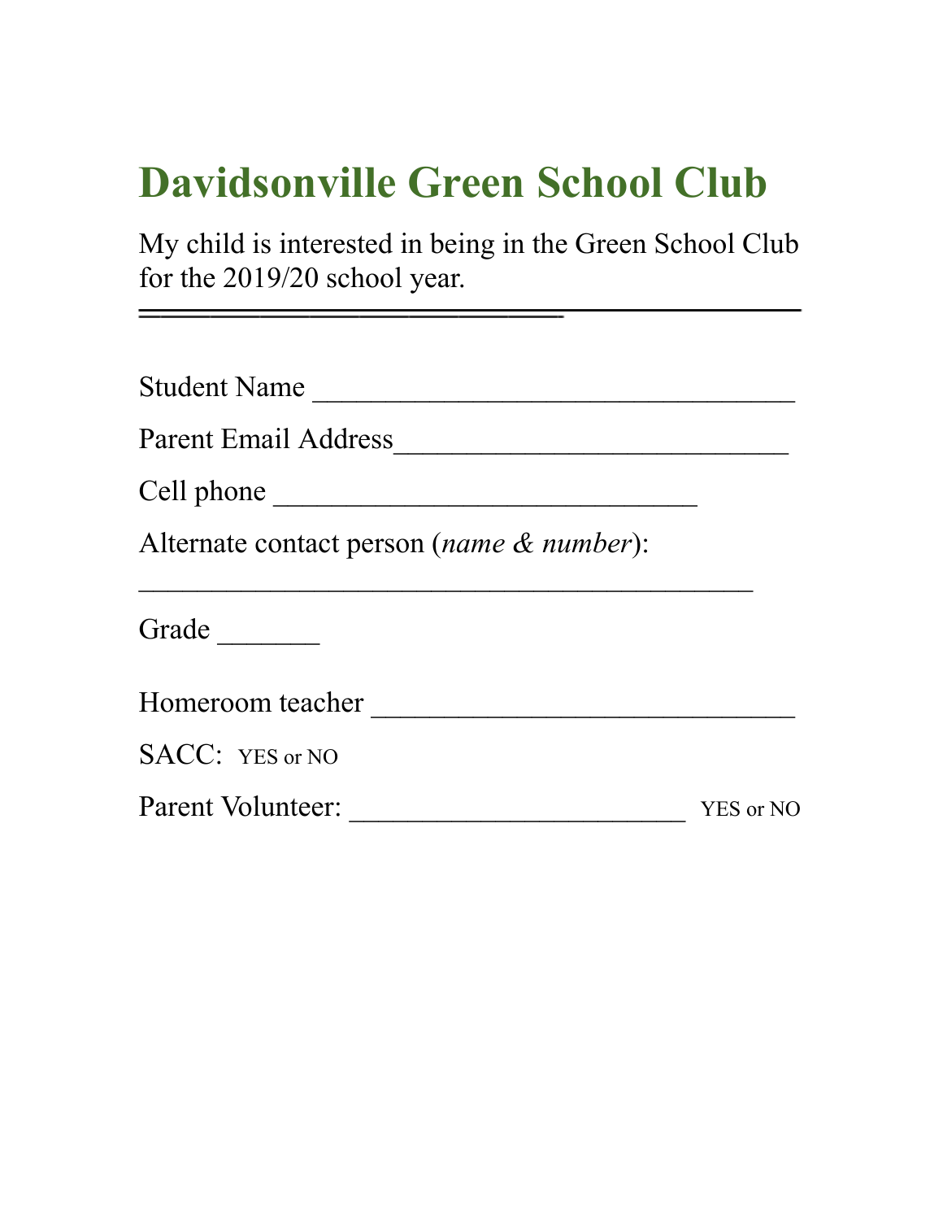# Davidsonville Green School Club

My child is interested in being in the Green School Club for the 2019/20 school year.

---

Student Name ________________________________

Parent Email Address___________________________

Cell phone ____________________________

Alternate contact person (*name & number*):

_________________________________________

Grade _______

Homeroom teacher ____________________________

SACC: YES or NO

Parent Volunteer: ______________________ YES or NO